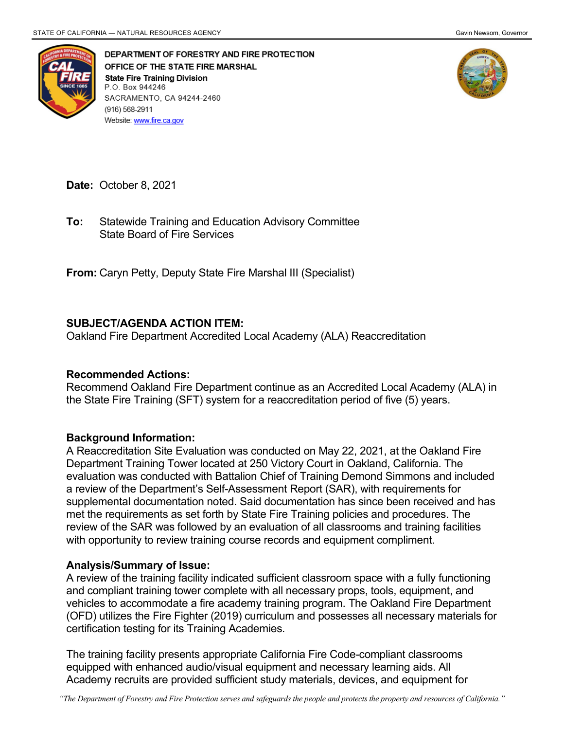STATE OF CALIFORNIA — NATURAL RESOURCES AGENCY

Gavin Newsom, Governor

**DEPARTMENT OF FORESTRY AND FIRE PROTECTION**
**OFFICE OF THE STATE FIRE MARSHAL**
**State Fire Training Division**
P.O. Box 944246
SACRAMENTO, CA 94244-2460
(916) 568-2911
Website: www.fire.ca.gov

**Date:** October 8, 2021

**To:** Statewide Training and Education Advisory Committee
State Board of Fire Services

**From:** Caryn Petty, Deputy State Fire Marshal III (Specialist)

**SUBJECT/AGENDA ACTION ITEM:**
Oakland Fire Department Accredited Local Academy (ALA) Reaccreditation

**Recommended Actions:**
Recommend Oakland Fire Department continue as an Accredited Local Academy (ALA) in the State Fire Training (SFT) system for a reaccreditation period of five (5) years.

**Background Information:**
A Reaccreditation Site Evaluation was conducted on May 22, 2021, at the Oakland Fire Department Training Tower located at 250 Victory Court in Oakland, California. The evaluation was conducted with Battalion Chief of Training Demond Simmons and included a review of the Department's Self-Assessment Report (SAR), with requirements for supplemental documentation noted. Said documentation has since been received and has met the requirements as set forth by State Fire Training policies and procedures. The review of the SAR was followed by an evaluation of all classrooms and training facilities with opportunity to review training course records and equipment compliment.

**Analysis/Summary of Issue:**
A review of the training facility indicated sufficient classroom space with a fully functioning and compliant training tower complete with all necessary props, tools, equipment, and vehicles to accommodate a fire academy training program. The Oakland Fire Department (OFD) utilizes the Fire Fighter (2019) curriculum and possesses all necessary materials for certification testing for its Training Academies.

The training facility presents appropriate California Fire Code-compliant classrooms equipped with enhanced audio/visual equipment and necessary learning aids. All Academy recruits are provided sufficient study materials, devices, and equipment for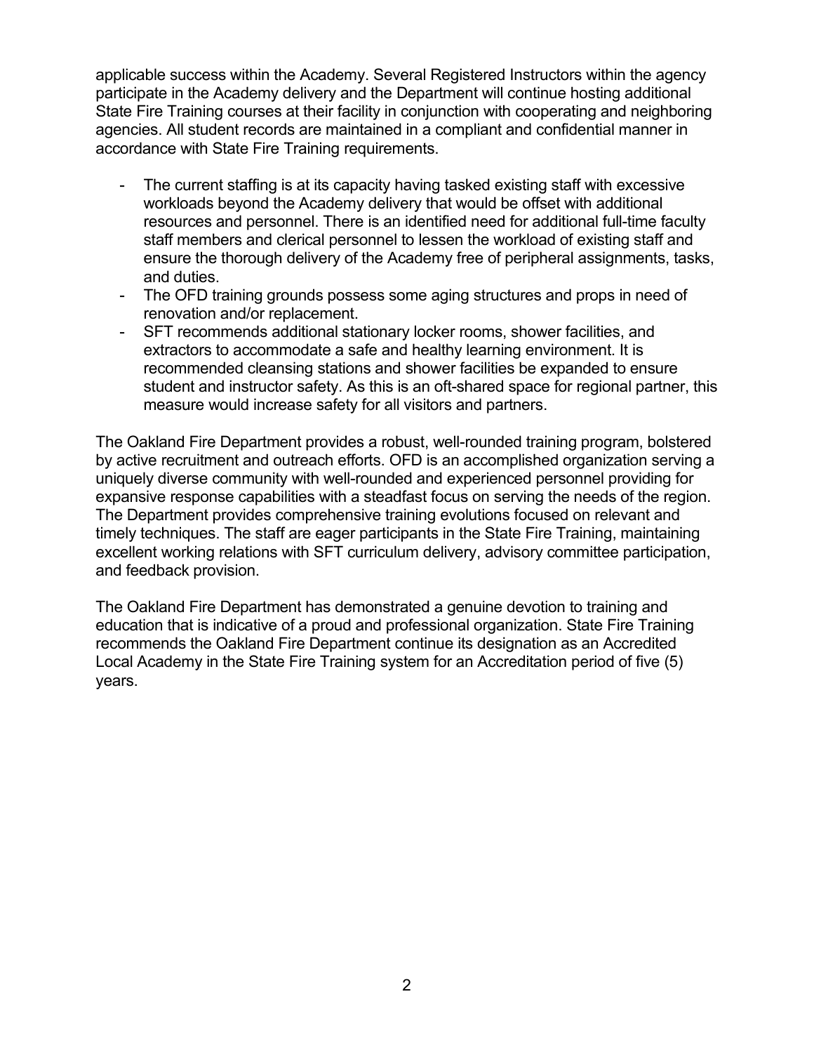applicable success within the Academy. Several Registered Instructors within the agency participate in the Academy delivery and the Department will continue hosting additional State Fire Training courses at their facility in conjunction with cooperating and neighboring agencies. All student records are maintained in a compliant and confidential manner in accordance with State Fire Training requirements.

- The current staffing is at its capacity having tasked existing staff with excessive workloads beyond the Academy delivery that would be offset with additional resources and personnel. There is an identified need for additional full-time faculty staff members and clerical personnel to lessen the workload of existing staff and ensure the thorough delivery of the Academy free of peripheral assignments, tasks, and duties.
- The OFD training grounds possess some aging structures and props in need of renovation and/or replacement.
- SFT recommends additional stationary locker rooms, shower facilities, and extractors to accommodate a safe and healthy learning environment. It is recommended cleansing stations and shower facilities be expanded to ensure student and instructor safety. As this is an oft-shared space for regional partner, this measure would increase safety for all visitors and partners.

The Oakland Fire Department provides a robust, well-rounded training program, bolstered by active recruitment and outreach efforts. OFD is an accomplished organization serving a uniquely diverse community with well-rounded and experienced personnel providing for expansive response capabilities with a steadfast focus on serving the needs of the region. The Department provides comprehensive training evolutions focused on relevant and timely techniques. The staff are eager participants in the State Fire Training, maintaining excellent working relations with SFT curriculum delivery, advisory committee participation, and feedback provision.

The Oakland Fire Department has demonstrated a genuine devotion to training and education that is indicative of a proud and professional organization. State Fire Training recommends the Oakland Fire Department continue its designation as an Accredited Local Academy in the State Fire Training system for an Accreditation period of five (5) years.